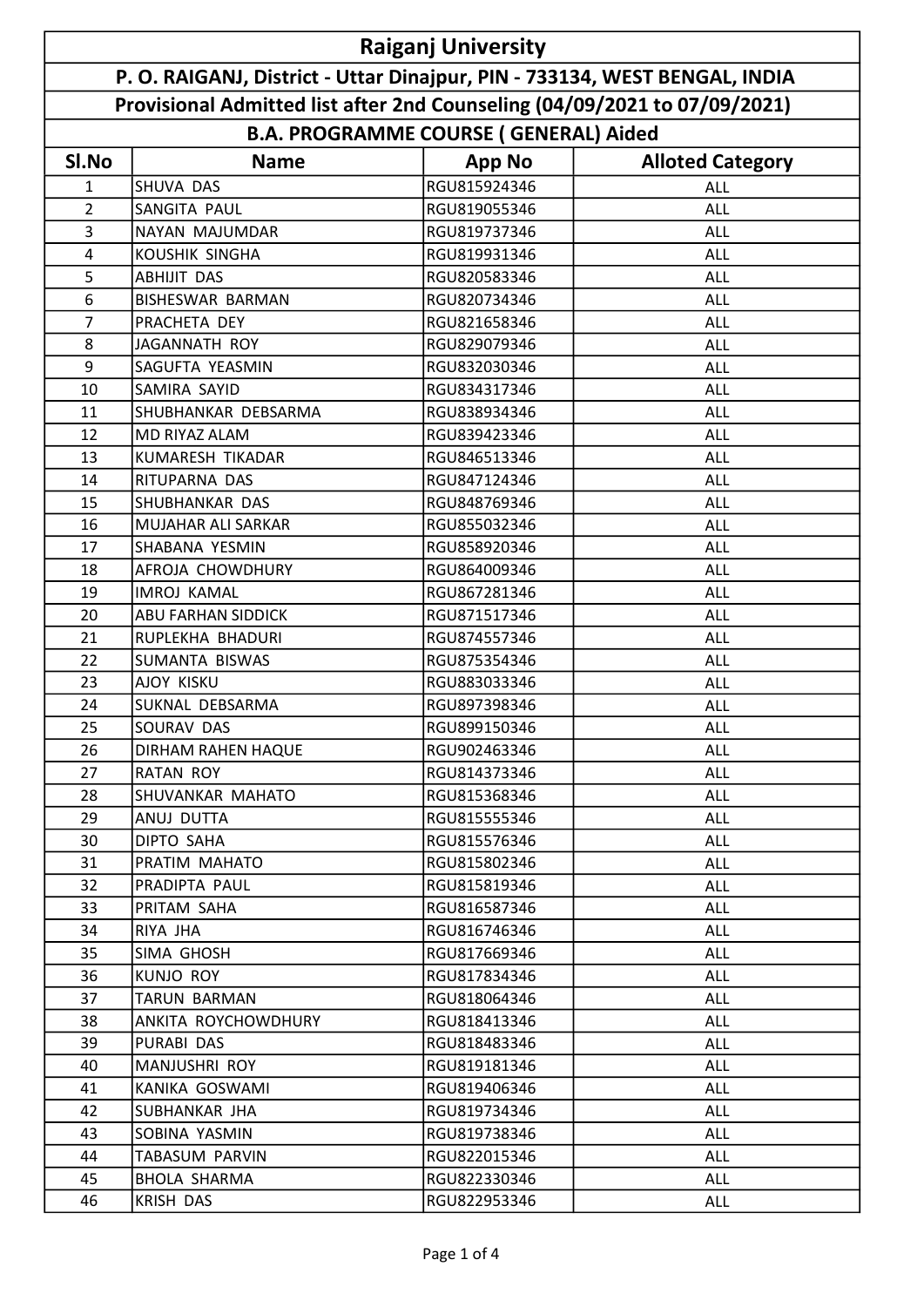# Raiganj University

## P. O. RAIGANJ, District - Uttar Dinajpur, PIN - 733134, WEST BENGAL, INDIA

## Provisional Admitted list after 2nd Counseling (04/09/2021 to 07/09/2021)

## B.A. PROGRAMME COURSE ( GENERAL) Aided

| Sl.No | Name | App No | Alloted Category |
|---|---|---|---|
| 1 | SHUVA DAS | RGU815924346 | ALL |
| 2 | SANGITA PAUL | RGU819055346 | ALL |
| 3 | NAYAN MAJUMDAR | RGU819737346 | ALL |
| 4 | KOUSHIK SINGHA | RGU819931346 | ALL |
| 5 | ABHIJIT DAS | RGU820583346 | ALL |
| 6 | BISHESWAR BARMAN | RGU820734346 | ALL |
| 7 | PRACHETA DEY | RGU821658346 | ALL |
| 8 | JAGANNATH ROY | RGU829079346 | ALL |
| 9 | SAGUFTA YEASMIN | RGU832030346 | ALL |
| 10 | SAMIRA SAYID | RGU834317346 | ALL |
| 11 | SHUBHANKAR DEBSARMA | RGU838934346 | ALL |
| 12 | MD RIYAZ ALAM | RGU839423346 | ALL |
| 13 | KUMARESH TIKADAR | RGU846513346 | ALL |
| 14 | RITUPARNA DAS | RGU847124346 | ALL |
| 15 | SHUBHANKAR DAS | RGU848769346 | ALL |
| 16 | MUJAHAR ALI SARKAR | RGU855032346 | ALL |
| 17 | SHABANA YESMIN | RGU858920346 | ALL |
| 18 | AFROJA CHOWDHURY | RGU864009346 | ALL |
| 19 | IMROJ KAMAL | RGU867281346 | ALL |
| 20 | ABU FARHAN SIDDICK | RGU871517346 | ALL |
| 21 | RUPLEKHA BHADURI | RGU874557346 | ALL |
| 22 | SUMANTA BISWAS | RGU875354346 | ALL |
| 23 | AJOY KISKU | RGU883033346 | ALL |
| 24 | SUKNAL DEBSARMA | RGU897398346 | ALL |
| 25 | SOURAV DAS | RGU899150346 | ALL |
| 26 | DIRHAM RAHEN HAQUE | RGU902463346 | ALL |
| 27 | RATAN ROY | RGU814373346 | ALL |
| 28 | SHUVANKAR MAHATO | RGU815368346 | ALL |
| 29 | ANUJ DUTTA | RGU815555346 | ALL |
| 30 | DIPTO SAHA | RGU815576346 | ALL |
| 31 | PRATIM MAHATO | RGU815802346 | ALL |
| 32 | PRADIPTA PAUL | RGU815819346 | ALL |
| 33 | PRITAM SAHA | RGU816587346 | ALL |
| 34 | RIYA JHA | RGU816746346 | ALL |
| 35 | SIMA GHOSH | RGU817669346 | ALL |
| 36 | KUNJO ROY | RGU817834346 | ALL |
| 37 | TARUN BARMAN | RGU818064346 | ALL |
| 38 | ANKITA ROYCHOWDHURY | RGU818413346 | ALL |
| 39 | PURABI DAS | RGU818483346 | ALL |
| 40 | MANJUSHRI ROY | RGU819181346 | ALL |
| 41 | KANIKA GOSWAMI | RGU819406346 | ALL |
| 42 | SUBHANKAR JHA | RGU819734346 | ALL |
| 43 | SOBINA YASMIN | RGU819738346 | ALL |
| 44 | TABASUM PARVIN | RGU822015346 | ALL |
| 45 | BHOLA SHARMA | RGU822330346 | ALL |
| 46 | KRISH DAS | RGU822953346 | ALL |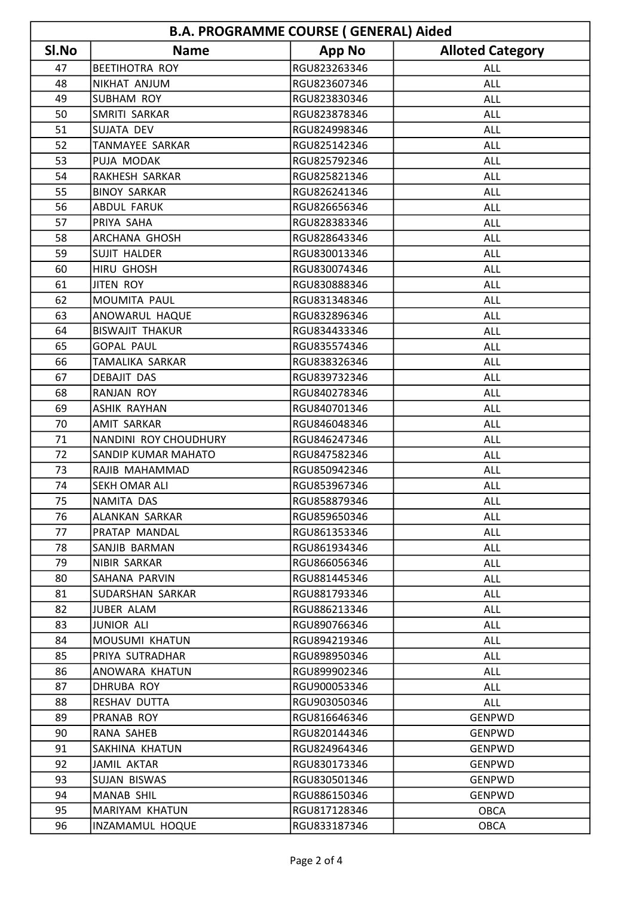| B.A. PROGRAMME COURSE ( GENERAL) Aided | | | |
|---|---|---|---|
| Sl.No | Name | App No | Alloted Category |
| 47 | BEETIHOTRA ROY | RGU823263346 | ALL |
| 48 | NIKHAT ANJUM | RGU823607346 | ALL |
| 49 | SUBHAM ROY | RGU823830346 | ALL |
| 50 | SMRITI SARKAR | RGU823878346 | ALL |
| 51 | SUJATA DEV | RGU824998346 | ALL |
| 52 | TANMAYEE SARKAR | RGU825142346 | ALL |
| 53 | PUJA MODAK | RGU825792346 | ALL |
| 54 | RAKHESH SARKAR | RGU825821346 | ALL |
| 55 | BINOY SARKAR | RGU826241346 | ALL |
| 56 | ABDUL FARUK | RGU826656346 | ALL |
| 57 | PRIYA SAHA | RGU828383346 | ALL |
| 58 | ARCHANA GHOSH | RGU828643346 | ALL |
| 59 | SUJIT HALDER | RGU830013346 | ALL |
| 60 | HIRU GHOSH | RGU830074346 | ALL |
| 61 | JITEN ROY | RGU830888346 | ALL |
| 62 | MOUMITA PAUL | RGU831348346 | ALL |
| 63 | ANOWARUL HAQUE | RGU832896346 | ALL |
| 64 | BISWAJIT THAKUR | RGU834433346 | ALL |
| 65 | GOPAL PAUL | RGU835574346 | ALL |
| 66 | TAMALIKA SARKAR | RGU838326346 | ALL |
| 67 | DEBAJIT DAS | RGU839732346 | ALL |
| 68 | RANJAN ROY | RGU840278346 | ALL |
| 69 | ASHIK RAYHAN | RGU840701346 | ALL |
| 70 | AMIT SARKAR | RGU846048346 | ALL |
| 71 | NANDINI ROY CHOUDHURY | RGU846247346 | ALL |
| 72 | SANDIP KUMAR MAHATO | RGU847582346 | ALL |
| 73 | RAJIB MAHAMMAD | RGU850942346 | ALL |
| 74 | SEKH OMAR ALI | RGU853967346 | ALL |
| 75 | NAMITA DAS | RGU858879346 | ALL |
| 76 | ALANKAN SARKAR | RGU859650346 | ALL |
| 77 | PRATAP MANDAL | RGU861353346 | ALL |
| 78 | SANJIB BARMAN | RGU861934346 | ALL |
| 79 | NIBIR SARKAR | RGU866056346 | ALL |
| 80 | SAHANA PARVIN | RGU881445346 | ALL |
| 81 | SUDARSHAN SARKAR | RGU881793346 | ALL |
| 82 | JUBER ALAM | RGU886213346 | ALL |
| 83 | JUNIOR ALI | RGU890766346 | ALL |
| 84 | MOUSUMI KHATUN | RGU894219346 | ALL |
| 85 | PRIYA SUTRADHAR | RGU898950346 | ALL |
| 86 | ANOWARA KHATUN | RGU899902346 | ALL |
| 87 | DHRUBA ROY | RGU900053346 | ALL |
| 88 | RESHAV DUTTA | RGU903050346 | ALL |
| 89 | PRANAB ROY | RGU816646346 | GENPWD |
| 90 | RANA SAHEB | RGU820144346 | GENPWD |
| 91 | SAKHINA KHATUN | RGU824964346 | GENPWD |
| 92 | JAMIL AKTAR | RGU830173346 | GENPWD |
| 93 | SUJAN BISWAS | RGU830501346 | GENPWD |
| 94 | MANAB SHIL | RGU886150346 | GENPWD |
| 95 | MARIYAM KHATUN | RGU817128346 | OBCA |
| 96 | INZAMAMUL HOQUE | RGU833187346 | OBCA |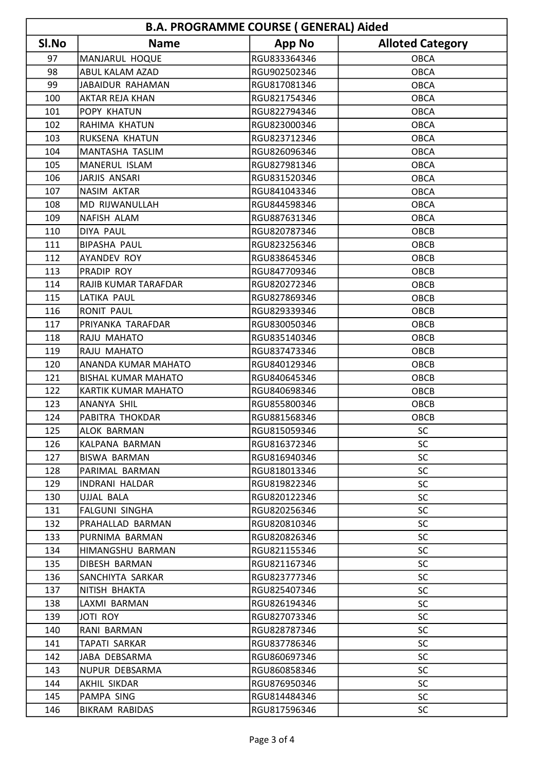| B.A. PROGRAMME COURSE ( GENERAL) Aided | | | |
|---|---|---|---|
| **Sl.No** | **Name** | **App No** | **Alloted Category** |
| 97 | MANJARUL HOQUE | RGU833364346 | OBCA |
| 98 | ABUL KALAM AZAD | RGU902502346 | OBCA |
| 99 | JABAIDUR RAHAMAN | RGU817081346 | OBCA |
| 100 | AKTAR REJA KHAN | RGU821754346 | OBCA |
| 101 | POPY KHATUN | RGU822794346 | OBCA |
| 102 | RAHIMA KHATUN | RGU823000346 | OBCA |
| 103 | RUKSENA KHATUN | RGU823712346 | OBCA |
| 104 | MANTASHA TASLIM | RGU826096346 | OBCA |
| 105 | MANERUL ISLAM | RGU827981346 | OBCA |
| 106 | JARJIS ANSARI | RGU831520346 | OBCA |
| 107 | NASIM AKTAR | RGU841043346 | OBCA |
| 108 | MD RIJWANULLAH | RGU844598346 | OBCA |
| 109 | NAFISH ALAM | RGU887631346 | OBCA |
| 110 | DIYA PAUL | RGU820787346 | OBCB |
| 111 | BIPASHA PAUL | RGU823256346 | OBCB |
| 112 | AYANDEV ROY | RGU838645346 | OBCB |
| 113 | PRADIP ROY | RGU847709346 | OBCB |
| 114 | RAJIB KUMAR TARAFDAR | RGU820272346 | OBCB |
| 115 | LATIKA PAUL | RGU827869346 | OBCB |
| 116 | RONIT PAUL | RGU829339346 | OBCB |
| 117 | PRIYANKA TARAFDAR | RGU830050346 | OBCB |
| 118 | RAJU MAHATO | RGU835140346 | OBCB |
| 119 | RAJU MAHATO | RGU837473346 | OBCB |
| 120 | ANANDA KUMAR MAHATO | RGU840129346 | OBCB |
| 121 | BISHAL KUMAR MAHATO | RGU840645346 | OBCB |
| 122 | KARTIK KUMAR MAHATO | RGU840698346 | OBCB |
| 123 | ANANYA SHIL | RGU855800346 | OBCB |
| 124 | PABITRA THOKDAR | RGU881568346 | OBCB |
| 125 | ALOK BARMAN | RGU815059346 | SC |
| 126 | KALPANA BARMAN | RGU816372346 | SC |
| 127 | BISWA BARMAN | RGU816940346 | SC |
| 128 | PARIMAL BARMAN | RGU818013346 | SC |
| 129 | INDRANI HALDAR | RGU819822346 | SC |
| 130 | UJJAL BALA | RGU820122346 | SC |
| 131 | FALGUNI SINGHA | RGU820256346 | SC |
| 132 | PRAHALLAD BARMAN | RGU820810346 | SC |
| 133 | PURNIMA BARMAN | RGU820826346 | SC |
| 134 | HIMANGSHU BARMAN | RGU821155346 | SC |
| 135 | DIBESH BARMAN | RGU821167346 | SC |
| 136 | SANCHIYTA SARKAR | RGU823777346 | SC |
| 137 | NITISH BHAKTA | RGU825407346 | SC |
| 138 | LAXMI BARMAN | RGU826194346 | SC |
| 139 | JOTI ROY | RGU827073346 | SC |
| 140 | RANI BARMAN | RGU828787346 | SC |
| 141 | TAPATI SARKAR | RGU837786346 | SC |
| 142 | JABA DEBSARMA | RGU860697346 | SC |
| 143 | NUPUR DEBSARMA | RGU860858346 | SC |
| 144 | AKHIL SIKDAR | RGU876950346 | SC |
| 145 | PAMPA SING | RGU814484346 | SC |
| 146 | BIKRAM RABIDAS | RGU817596346 | SC |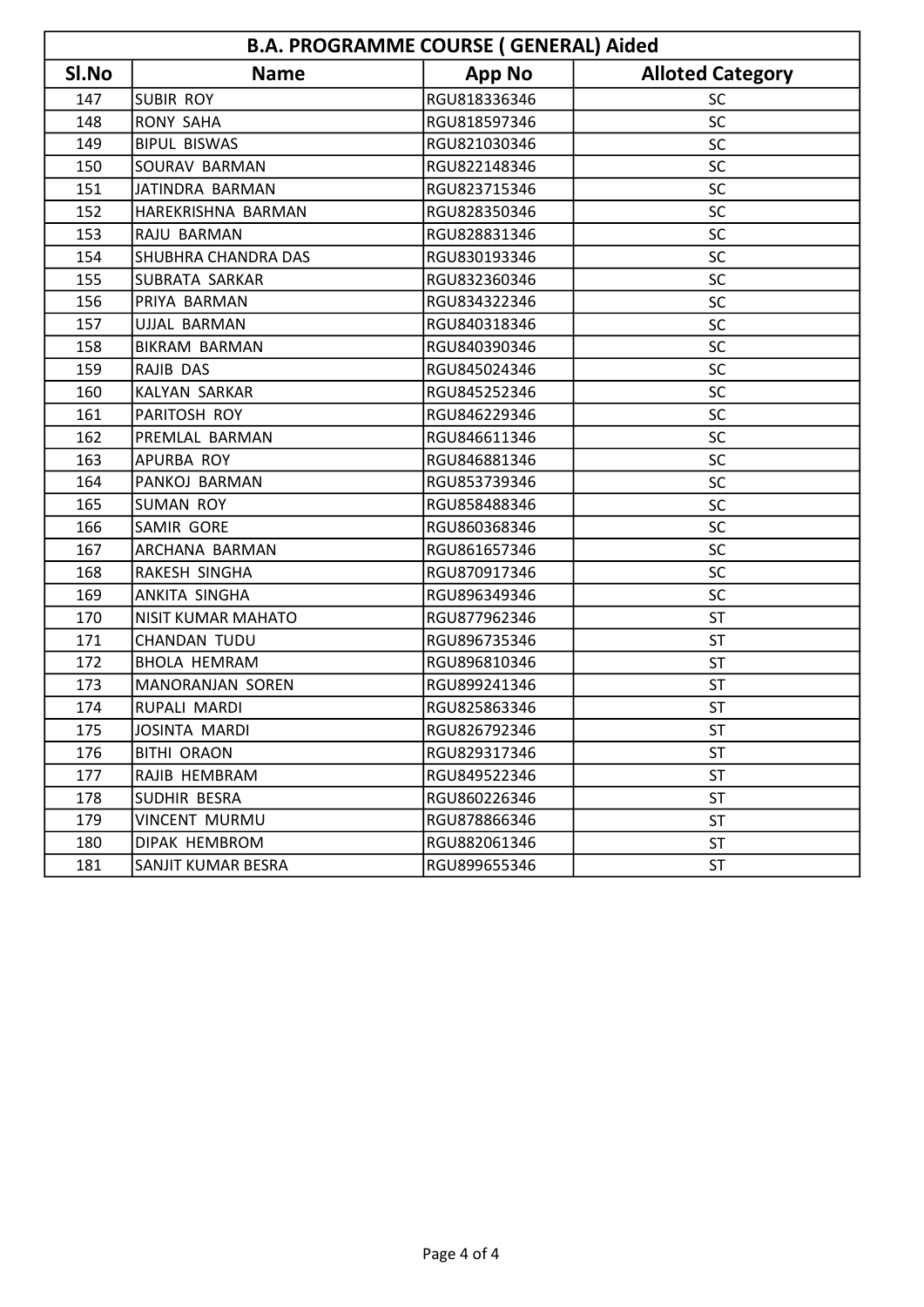| B.A. PROGRAMME COURSE ( GENERAL) Aided | | | |
|---|---|---|---|
| Sl.No | Name | App No | Alloted Category |
| 147 | SUBIR ROY | RGU818336346 | SC |
| 148 | RONY SAHA | RGU818597346 | SC |
| 149 | BIPUL BISWAS | RGU821030346 | SC |
| 150 | SOURAV BARMAN | RGU822148346 | SC |
| 151 | JATINDRA BARMAN | RGU823715346 | SC |
| 152 | HAREKRISHNA BARMAN | RGU828350346 | SC |
| 153 | RAJU BARMAN | RGU828831346 | SC |
| 154 | SHUBHRA CHANDRA DAS | RGU830193346 | SC |
| 155 | SUBRATA SARKAR | RGU832360346 | SC |
| 156 | PRIYA BARMAN | RGU834322346 | SC |
| 157 | UJJAL BARMAN | RGU840318346 | SC |
| 158 | BIKRAM BARMAN | RGU840390346 | SC |
| 159 | RAJIB DAS | RGU845024346 | SC |
| 160 | KALYAN SARKAR | RGU845252346 | SC |
| 161 | PARITOSH ROY | RGU846229346 | SC |
| 162 | PREMLAL BARMAN | RGU846611346 | SC |
| 163 | APURBA ROY | RGU846881346 | SC |
| 164 | PANKOJ BARMAN | RGU853739346 | SC |
| 165 | SUMAN ROY | RGU858488346 | SC |
| 166 | SAMIR GORE | RGU860368346 | SC |
| 167 | ARCHANA BARMAN | RGU861657346 | SC |
| 168 | RAKESH SINGHA | RGU870917346 | SC |
| 169 | ANKITA SINGHA | RGU896349346 | SC |
| 170 | NISIT KUMAR MAHATO | RGU877962346 | ST |
| 171 | CHANDAN TUDU | RGU896735346 | ST |
| 172 | BHOLA HEMRAM | RGU896810346 | ST |
| 173 | MANORANJAN SOREN | RGU899241346 | ST |
| 174 | RUPALI MARDI | RGU825863346 | ST |
| 175 | JOSINTA MARDI | RGU826792346 | ST |
| 176 | BITHI ORAON | RGU829317346 | ST |
| 177 | RAJIB HEMBRAM | RGU849522346 | ST |
| 178 | SUDHIR BESRA | RGU860226346 | ST |
| 179 | VINCENT MURMU | RGU878866346 | ST |
| 180 | DIPAK HEMBROM | RGU882061346 | ST |
| 181 | SANJIT KUMAR BESRA | RGU899655346 | ST |